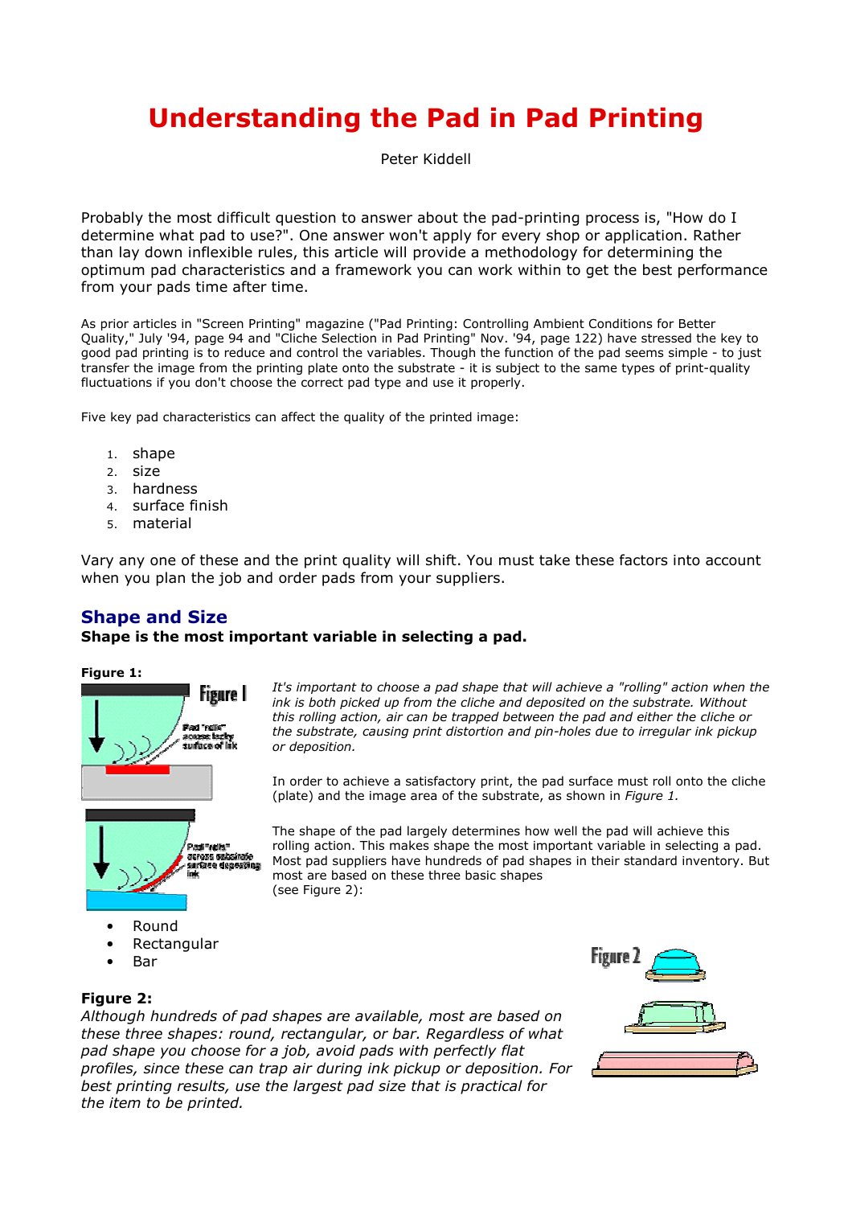# Understanding the Pad in Pad Printing

Peter Kiddell

Probably the most difficult question to answer about the pad-printing process is, "How do I determine what pad to use?". One answer won't apply for every shop or application. Rather than lay down inflexible rules, this article will provide a methodology for determining the optimum pad characteristics and a framework you can work within to get the best performance from your pads time after time.

As prior articles in "Screen Printing" magazine ("Pad Printing: Controlling Ambient Conditions for Better Quality," July '94, page 94 and "Cliche Selection in Pad Printing" Nov. '94, page 122) have stressed the key to good pad printing is to reduce and control the variables. Though the function of the pad seems simple - to just transfer the image from the printing plate onto the substrate - it is subject to the same types of print-quality fluctuations if you don't choose the correct pad type and use it properly.

Five key pad characteristics can affect the quality of the printed image:

1. shape
2. size
3. hardness
4. surface finish
5. material

Vary any one of these and the print quality will shift. You must take these factors into account when you plan the job and order pads from your suppliers.

## Shape and Size

**Shape is the most important variable in selecting a pad.**

**Figure 1:**

*It's important to choose a pad shape that will achieve a "rolling" action when the ink is both picked up from the cliche and deposited on the substrate. Without this rolling action, air can be trapped between the pad and either the cliche or the substrate, causing print distortion and pin-holes due to irregular ink pickup or deposition.*

In order to achieve a satisfactory print, the pad surface must roll onto the cliche (plate) and the image area of the substrate, as shown in *Figure 1.*

The shape of the pad largely determines how well the pad will achieve this rolling action. This makes shape the most important variable in selecting a pad. Most pad suppliers have hundreds of pad shapes in their standard inventory. But most are based on these three basic shapes (see Figure 2):

- Round
- Rectangular
- Bar

**Figure 2:**

*Although hundreds of pad shapes are available, most are based on these three shapes: round, rectangular, or bar. Regardless of what pad shape you choose for a job, avoid pads with perfectly flat profiles, since these can trap air during ink pickup or deposition. For best printing results, use the largest pad size that is practical for the item to be printed.*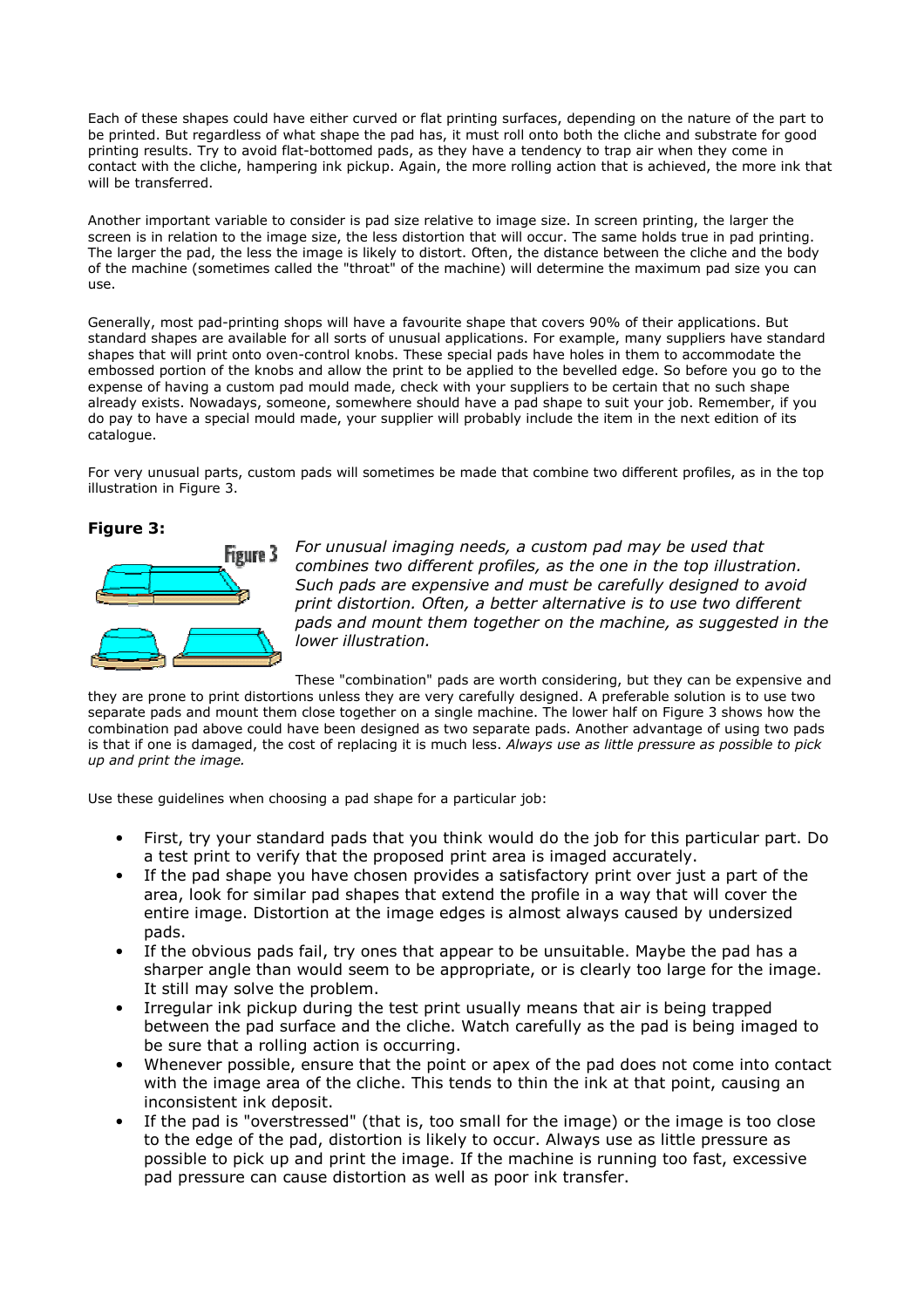Each of these shapes could have either curved or flat printing surfaces, depending on the nature of the part to be printed. But regardless of what shape the pad has, it must roll onto both the cliche and substrate for good printing results. Try to avoid flat-bottomed pads, as they have a tendency to trap air when they come in contact with the cliche, hampering ink pickup. Again, the more rolling action that is achieved, the more ink that will be transferred.

Another important variable to consider is pad size relative to image size. In screen printing, the larger the screen is in relation to the image size, the less distortion that will occur. The same holds true in pad printing. The larger the pad, the less the image is likely to distort. Often, the distance between the cliche and the body of the machine (sometimes called the "throat" of the machine) will determine the maximum pad size you can use.

Generally, most pad-printing shops will have a favourite shape that covers 90% of their applications. But standard shapes are available for all sorts of unusual applications. For example, many suppliers have standard shapes that will print onto oven-control knobs. These special pads have holes in them to accommodate the embossed portion of the knobs and allow the print to be applied to the bevelled edge. So before you go to the expense of having a custom pad mould made, check with your suppliers to be certain that no such shape already exists. Nowadays, someone, somewhere should have a pad shape to suit your job. Remember, if you do pay to have a special mould made, your supplier will probably include the item in the next edition of its catalogue.

For very unusual parts, custom pads will sometimes be made that combine two different profiles, as in the top illustration in Figure 3.

**Figure 3:**

*For unusual imaging needs, a custom pad may be used that combines two different profiles, as the one in the top illustration. Such pads are expensive and must be carefully designed to avoid print distortion. Often, a better alternative is to use two different pads and mount them together on the machine, as suggested in the lower illustration.*

These "combination" pads are worth considering, but they can be expensive and they are prone to print distortions unless they are very carefully designed. A preferable solution is to use two separate pads and mount them close together on a single machine. The lower half on Figure 3 shows how the combination pad above could have been designed as two separate pads. Another advantage of using two pads is that if one is damaged, the cost of replacing it is much less. *Always use as little pressure as possible to pick up and print the image.*

Use these guidelines when choosing a pad shape for a particular job:

- First, try your standard pads that you think would do the job for this particular part. Do a test print to verify that the proposed print area is imaged accurately.
- If the pad shape you have chosen provides a satisfactory print over just a part of the area, look for similar pad shapes that extend the profile in a way that will cover the entire image. Distortion at the image edges is almost always caused by undersized pads.
- If the obvious pads fail, try ones that appear to be unsuitable. Maybe the pad has a sharper angle than would seem to be appropriate, or is clearly too large for the image. It still may solve the problem.
- Irregular ink pickup during the test print usually means that air is being trapped between the pad surface and the cliche. Watch carefully as the pad is being imaged to be sure that a rolling action is occurring.
- Whenever possible, ensure that the point or apex of the pad does not come into contact with the image area of the cliche. This tends to thin the ink at that point, causing an inconsistent ink deposit.
- If the pad is "overstressed" (that is, too small for the image) or the image is too close to the edge of the pad, distortion is likely to occur. Always use as little pressure as possible to pick up and print the image. If the machine is running too fast, excessive pad pressure can cause distortion as well as poor ink transfer.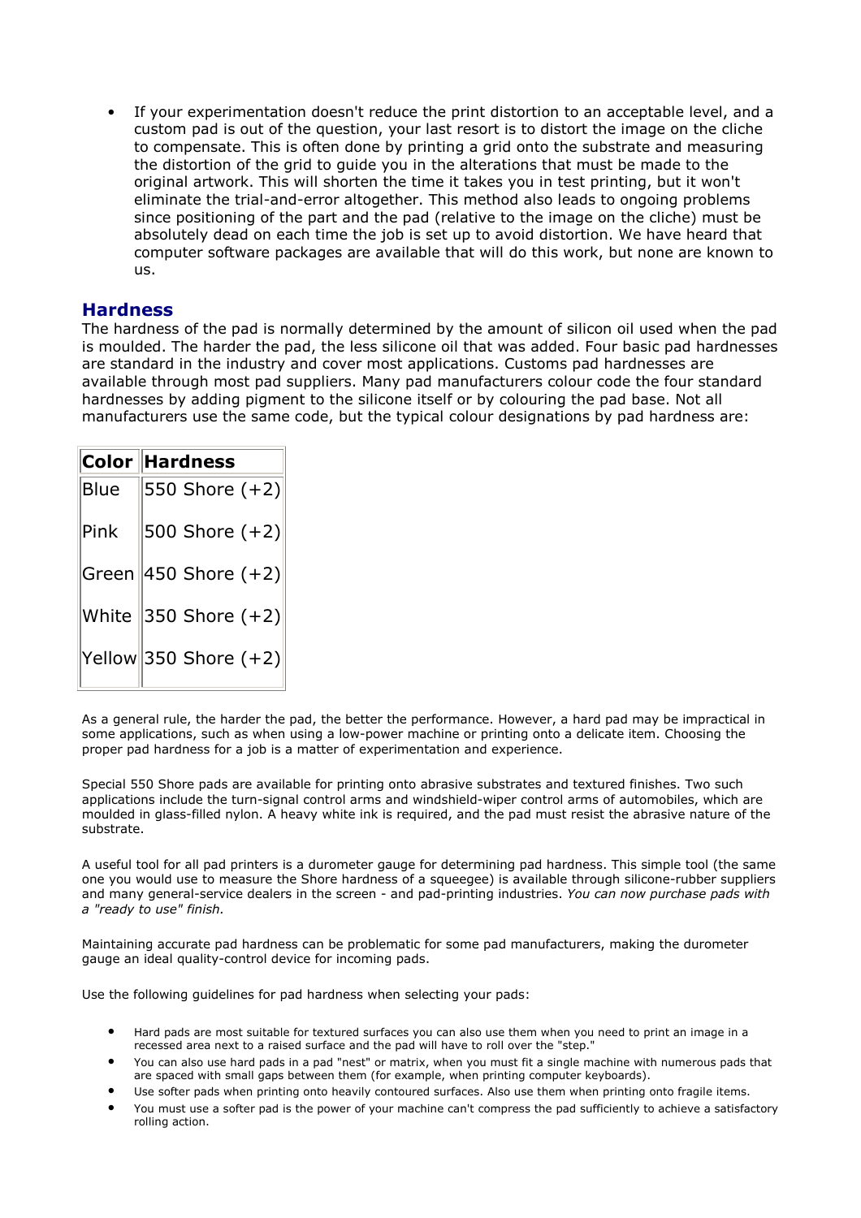- If your experimentation doesn't reduce the print distortion to an acceptable level, and a custom pad is out of the question, your last resort is to distort the image on the cliche to compensate. This is often done by printing a grid onto the substrate and measuring the distortion of the grid to guide you in the alterations that must be made to the original artwork. This will shorten the time it takes you in test printing, but it won't eliminate the trial-and-error altogether. This method also leads to ongoing problems since positioning of the part and the pad (relative to the image on the cliche) must be absolutely dead on each time the job is set up to avoid distortion. We have heard that computer software packages are available that will do this work, but none are known to us.

## Hardness

The hardness of the pad is normally determined by the amount of silicon oil used when the pad is moulded. The harder the pad, the less silicone oil that was added. Four basic pad hardnesses are standard in the industry and cover most applications. Customs pad hardnesses are available through most pad suppliers. Many pad manufacturers colour code the four standard hardnesses by adding pigment to the silicone itself or by colouring the pad base. Not all manufacturers use the same code, but the typical colour designations by pad hardness are:

| Color | Hardness |
|---|---|
| Blue | 550 Shore (+2) |
| Pink | 500 Shore (+2) |
| Green | 450 Shore (+2) |
| White | 350 Shore (+2) |
| Yellow | 350 Shore (+2) |

As a general rule, the harder the pad, the better the performance. However, a hard pad may be impractical in some applications, such as when using a low-power machine or printing onto a delicate item. Choosing the proper pad hardness for a job is a matter of experimentation and experience.

Special 550 Shore pads are available for printing onto abrasive substrates and textured finishes. Two such applications include the turn-signal control arms and windshield-wiper control arms of automobiles, which are moulded in glass-filled nylon. A heavy white ink is required, and the pad must resist the abrasive nature of the substrate.

A useful tool for all pad printers is a durometer gauge for determining pad hardness. This simple tool (the same one you would use to measure the Shore hardness of a squeegee) is available through silicone-rubber suppliers and many general-service dealers in the screen - and pad-printing industries. *You can now purchase pads with a "ready to use" finish.*

Maintaining accurate pad hardness can be problematic for some pad manufacturers, making the durometer gauge an ideal quality-control device for incoming pads.

Use the following guidelines for pad hardness when selecting your pads:

- Hard pads are most suitable for textured surfaces you can also use them when you need to print an image in a recessed area next to a raised surface and the pad will have to roll over the "step."
- You can also use hard pads in a pad "nest" or matrix, when you must fit a single machine with numerous pads that are spaced with small gaps between them (for example, when printing computer keyboards).
- Use softer pads when printing onto heavily contoured surfaces. Also use them when printing onto fragile items.
- You must use a softer pad is the power of your machine can't compress the pad sufficiently to achieve a satisfactory rolling action.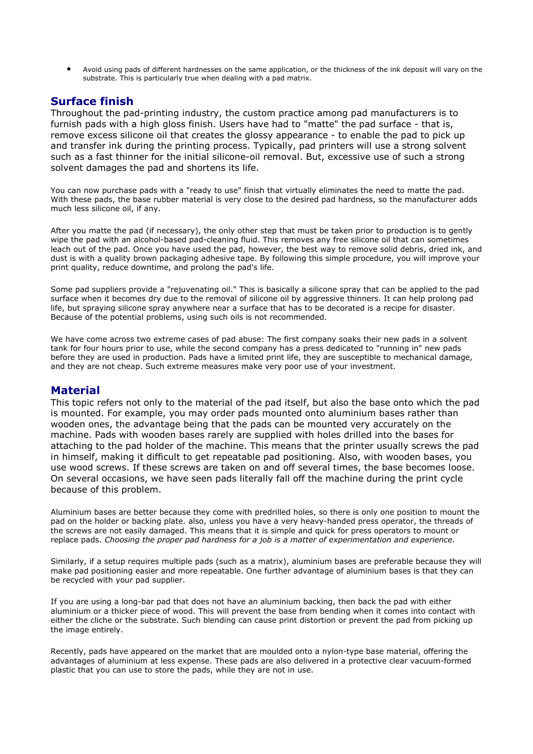- Avoid using pads of different hardnesses on the same application, or the thickness of the ink deposit will vary on the substrate. This is particularly true when dealing with a pad matrix.

## Surface finish

Throughout the pad-printing industry, the custom practice among pad manufacturers is to furnish pads with a high gloss finish. Users have had to "matte" the pad surface - that is, remove excess silicone oil that creates the glossy appearance - to enable the pad to pick up and transfer ink during the printing process. Typically, pad printers will use a strong solvent such as a fast thinner for the initial silicone-oil removal. But, excessive use of such a strong solvent damages the pad and shortens its life.

You can now purchase pads with a "ready to use" finish that virtually eliminates the need to matte the pad. With these pads, the base rubber material is very close to the desired pad hardness, so the manufacturer adds much less silicone oil, if any.

After you matte the pad (if necessary), the only other step that must be taken prior to production is to gently wipe the pad with an alcohol-based pad-cleaning fluid. This removes any free silicone oil that can sometimes leach out of the pad. Once you have used the pad, however, the best way to remove solid debris, dried ink, and dust is with a quality brown packaging adhesive tape. By following this simple procedure, you will improve your print quality, reduce downtime, and prolong the pad's life.

Some pad suppliers provide a "rejuvenating oil." This is basically a silicone spray that can be applied to the pad surface when it becomes dry due to the removal of silicone oil by aggressive thinners. It can help prolong pad life, but spraying silicone spray anywhere near a surface that has to be decorated is a recipe for disaster. Because of the potential problems, using such oils is not recommended.

We have come across two extreme cases of pad abuse: The first company soaks their new pads in a solvent tank for four hours prior to use, while the second company has a press dedicated to "running in" new pads before they are used in production. Pads have a limited print life, they are susceptible to mechanical damage, and they are not cheap. Such extreme measures make very poor use of your investment.

## Material

This topic refers not only to the material of the pad itself, but also the base onto which the pad is mounted. For example, you may order pads mounted onto aluminium bases rather than wooden ones, the advantage being that the pads can be mounted very accurately on the machine. Pads with wooden bases rarely are supplied with holes drilled into the bases for attaching to the pad holder of the machine. This means that the printer usually screws the pad in himself, making it difficult to get repeatable pad positioning. Also, with wooden bases, you use wood screws. If these screws are taken on and off several times, the base becomes loose. On several occasions, we have seen pads literally fall off the machine during the print cycle because of this problem.

Aluminium bases are better because they come with predrilled holes, so there is only one position to mount the pad on the holder or backing plate. also, unless you have a very heavy-handed press operator, the threads of the screws are not easily damaged. This means that it is simple and quick for press operators to mount or replace pads. *Choosing the proper pad hardness for a job is a matter of experimentation and experience.*

Similarly, if a setup requires multiple pads (such as a matrix), aluminium bases are preferable because they will make pad positioning easier and more repeatable. One further advantage of aluminium bases is that they can be recycled with your pad supplier.

If you are using a long-bar pad that does not have an aluminium backing, then back the pad with either aluminium or a thicker piece of wood. This will prevent the base from bending when it comes into contact with either the cliche or the substrate. Such blending can cause print distortion or prevent the pad from picking up the image entirely.

Recently, pads have appeared on the market that are moulded onto a nylon-type base material, offering the advantages of aluminium at less expense. These pads are also delivered in a protective clear vacuum-formed plastic that you can use to store the pads, while they are not in use.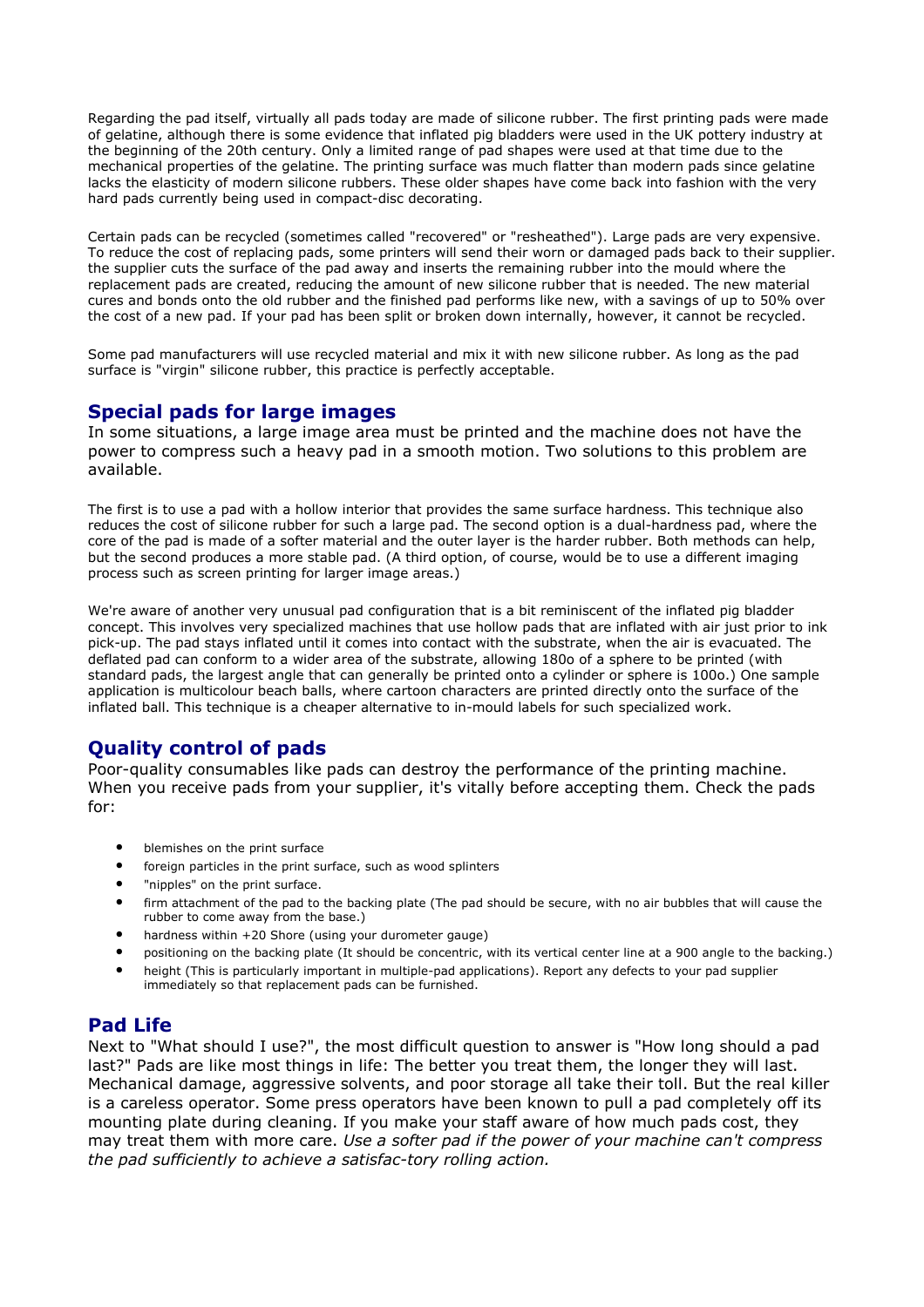Regarding the pad itself, virtually all pads today are made of silicone rubber. The first printing pads were made of gelatine, although there is some evidence that inflated pig bladders were used in the UK pottery industry at the beginning of the 20th century. Only a limited range of pad shapes were used at that time due to the mechanical properties of the gelatine. The printing surface was much flatter than modern pads since gelatine lacks the elasticity of modern silicone rubbers. These older shapes have come back into fashion with the very hard pads currently being used in compact-disc decorating.

Certain pads can be recycled (sometimes called "recovered" or "resheathed"). Large pads are very expensive. To reduce the cost of replacing pads, some printers will send their worn or damaged pads back to their supplier. the supplier cuts the surface of the pad away and inserts the remaining rubber into the mould where the replacement pads are created, reducing the amount of new silicone rubber that is needed. The new material cures and bonds onto the old rubber and the finished pad performs like new, with a savings of up to 50% over the cost of a new pad. If your pad has been split or broken down internally, however, it cannot be recycled.

Some pad manufacturers will use recycled material and mix it with new silicone rubber. As long as the pad surface is "virgin" silicone rubber, this practice is perfectly acceptable.

## Special pads for large images

In some situations, a large image area must be printed and the machine does not have the power to compress such a heavy pad in a smooth motion. Two solutions to this problem are available.

The first is to use a pad with a hollow interior that provides the same surface hardness. This technique also reduces the cost of silicone rubber for such a large pad. The second option is a dual-hardness pad, where the core of the pad is made of a softer material and the outer layer is the harder rubber. Both methods can help, but the second produces a more stable pad. (A third option, of course, would be to use a different imaging process such as screen printing for larger image areas.)

We're aware of another very unusual pad configuration that is a bit reminiscent of the inflated pig bladder concept. This involves very specialized machines that use hollow pads that are inflated with air just prior to ink pick-up. The pad stays inflated until it comes into contact with the substrate, when the air is evacuated. The deflated pad can conform to a wider area of the substrate, allowing 180o of a sphere to be printed (with standard pads, the largest angle that can generally be printed onto a cylinder or sphere is 100o.) One sample application is multicolour beach balls, where cartoon characters are printed directly onto the surface of the inflated ball. This technique is a cheaper alternative to in-mould labels for such specialized work.

## Quality control of pads

Poor-quality consumables like pads can destroy the performance of the printing machine. When you receive pads from your supplier, it's vitally before accepting them. Check the pads for:

- blemishes on the print surface
- foreign particles in the print surface, such as wood splinters
- "nipples" on the print surface.
- firm attachment of the pad to the backing plate (The pad should be secure, with no air bubbles that will cause the rubber to come away from the base.)
- hardness within +20 Shore (using your durometer gauge)
- positioning on the backing plate (It should be concentric, with its vertical center line at a 900 angle to the backing.)
- height (This is particularly important in multiple-pad applications). Report any defects to your pad supplier immediately so that replacement pads can be furnished.

## Pad Life

Next to "What should I use?", the most difficult question to answer is "How long should a pad last?" Pads are like most things in life: The better you treat them, the longer they will last. Mechanical damage, aggressive solvents, and poor storage all take their toll. But the real killer is a careless operator. Some press operators have been known to pull a pad completely off its mounting plate during cleaning. If you make your staff aware of how much pads cost, they may treat them with more care. *Use a softer pad if the power of your machine can't compress the pad sufficiently to achieve a satisfac-tory rolling action.*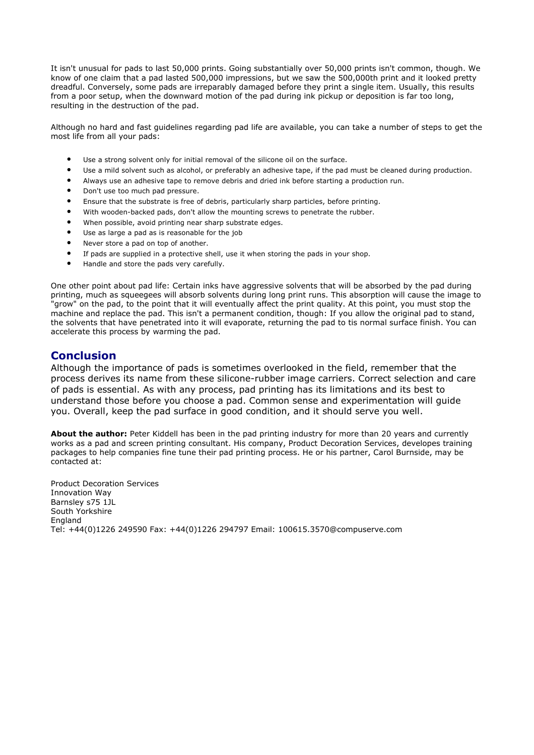It isn't unusual for pads to last 50,000 prints. Going substantially over 50,000 prints isn't common, though. We know of one claim that a pad lasted 500,000 impressions, but we saw the 500,000th print and it looked pretty dreadful. Conversely, some pads are irreparably damaged before they print a single item. Usually, this results from a poor setup, when the downward motion of the pad during ink pickup or deposition is far too long, resulting in the destruction of the pad.

Although no hard and fast guidelines regarding pad life are available, you can take a number of steps to get the most life from all your pads:

- Use a strong solvent only for initial removal of the silicone oil on the surface.
- Use a mild solvent such as alcohol, or preferably an adhesive tape, if the pad must be cleaned during production.
- Always use an adhesive tape to remove debris and dried ink before starting a production run.
- Don't use too much pad pressure.
- Ensure that the substrate is free of debris, particularly sharp particles, before printing.
- With wooden-backed pads, don't allow the mounting screws to penetrate the rubber.
- When possible, avoid printing near sharp substrate edges.
- Use as large a pad as is reasonable for the job
- Never store a pad on top of another.
- If pads are supplied in a protective shell, use it when storing the pads in your shop.
- Handle and store the pads very carefully.

One other point about pad life: Certain inks have aggressive solvents that will be absorbed by the pad during printing, much as squeegees will absorb solvents during long print runs. This absorption will cause the image to "grow" on the pad, to the point that it will eventually affect the print quality. At this point, you must stop the machine and replace the pad. This isn't a permanent condition, though: If you allow the original pad to stand, the solvents that have penetrated into it will evaporate, returning the pad to tis normal surface finish. You can accelerate this process by warming the pad.

## Conclusion

Although the importance of pads is sometimes overlooked in the field, remember that the process derives its name from these silicone-rubber image carriers. Correct selection and care of pads is essential. As with any process, pad printing has its limitations and its best to understand those before you choose a pad. Common sense and experimentation will guide you. Overall, keep the pad surface in good condition, and it should serve you well.

**About the author:** Peter Kiddell has been in the pad printing industry for more than 20 years and currently works as a pad and screen printing consultant. His company, Product Decoration Services, developes training packages to help companies fine tune their pad printing process. He or his partner, Carol Burnside, may be contacted at:

Product Decoration Services
Innovation Way
Barnsley s75 1JL
South Yorkshire
England
Tel: +44(0)1226 249590 Fax: +44(0)1226 294797 Email: 100615.3570@compuserve.com